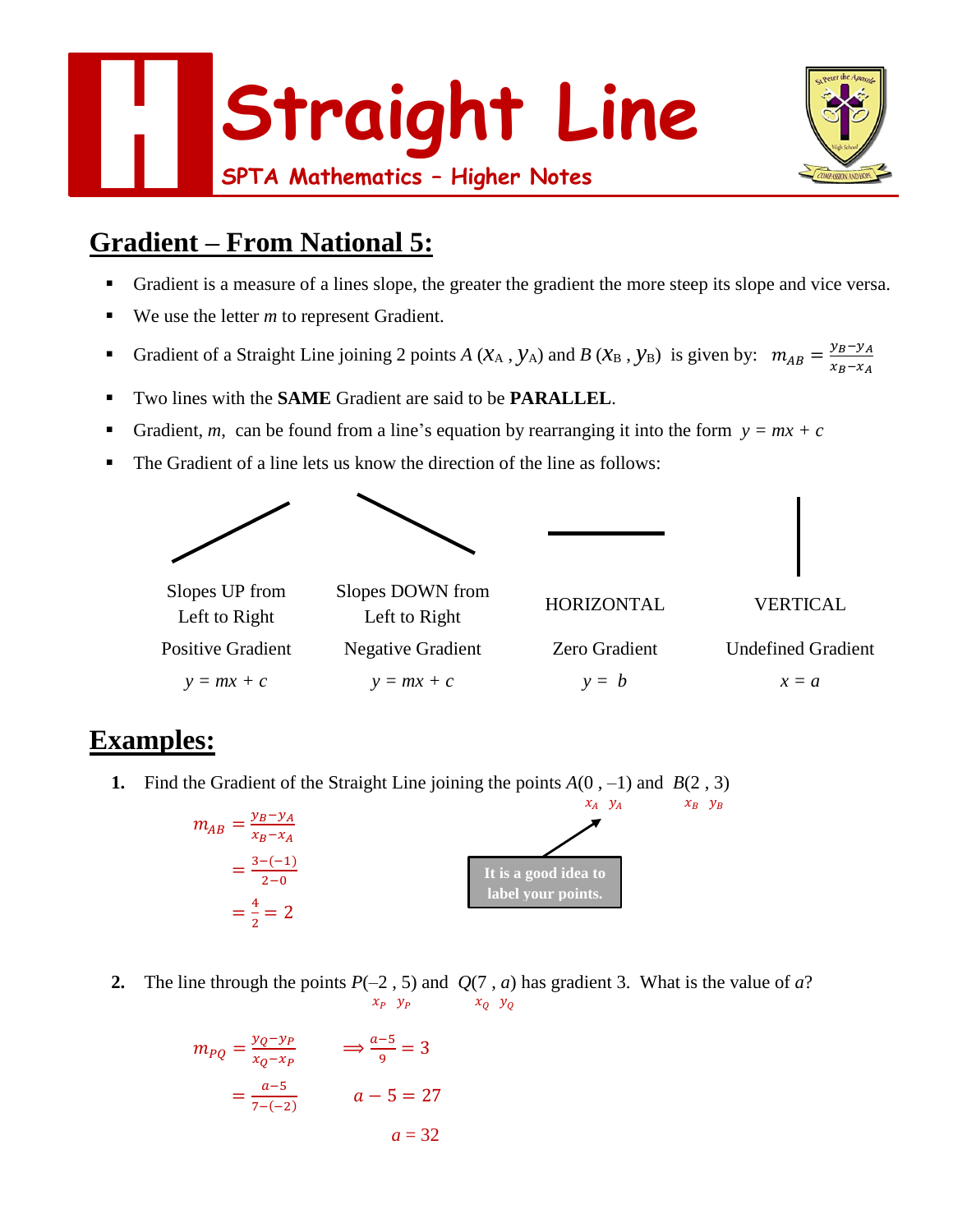# Straight Line

SPTA Mathematics – Higher Notes

## Gradient – From National 5:

- Gradient is a measure of a lines slope, the greater the gradient the more steep its slope and vice versa.
- We use the letter $m$ to represent Gradient.
- Gradient of a Straight Line joining 2 points $A\ (x_A, y_A)$ and $B\ (x_B, y_B)$ is given by: $m_{AB} = \frac{y_B - y_A}{x_B - x_A}$
- Two lines with the **SAME** Gradient are said to be **PARALLEL**.
- Gradient, $m$, can be found from a line's equation by rearranging it into the form $y = mx + c$
- The Gradient of a line lets us know the direction of the line as follows:

Slopes UP from Left to Right
Positive Gradient
$y = mx + c$

Slopes DOWN from Left to Right
Negative Gradient
$y = mx + c$

HORIZONTAL
Zero Gradient
$y = b$

VERTICAL
Undefined Gradient
$x = a$

## Examples:

**1.** Find the Gradient of the Straight Line joining the points $A(0, -1)$ and $B(2, 3)$

($x_A$ $y_A$ &nbsp;&nbsp; $x_B$ $y_B$)

$$m_{AB} = \frac{y_B - y_A}{x_B - x_A}$$

$$= \frac{3-(-1)}{2-0}$$

$$= \frac{4}{2} = 2$$

It is a good idea to label your points.

**2.** The line through the points $P(-2, 5)$ and $Q(7, a)$ has gradient 3. What is the value of $a$?

($x_P$ $y_P$ &nbsp;&nbsp; $x_Q$ $y_Q$)

$$m_{PQ} = \frac{y_Q - y_P}{x_Q - x_P}$$

$$= \frac{a-5}{7-(-2)}$$

$$\Rightarrow \frac{a-5}{9} = 3$$

$$a - 5 = 27$$

$$a = 32$$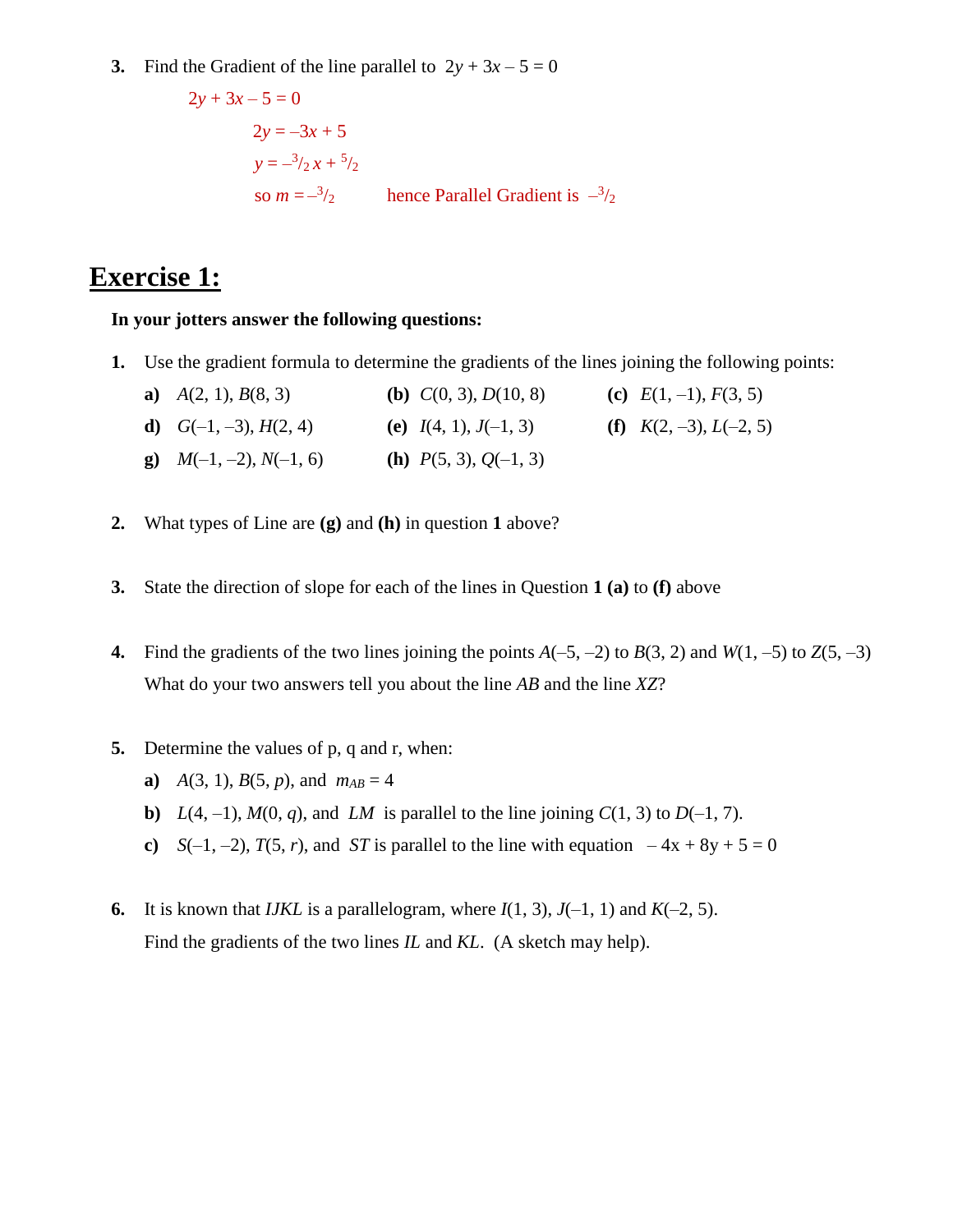3. Find the Gradient of the line parallel to $2y + 3x - 5 = 0$

$2y + 3x - 5 = 0$

$2y = -3x + 5$

$y = -{}^{3}/_{2}\, x + {}^{5}/_{2}$

so $m = -{}^{3}/_{2}$ hence Parallel Gradient is $-{}^{3}/_{2}$

# Exercise 1:

**In your jotters answer the following questions:**

1. Use the gradient formula to determine the gradients of the lines joining the following points:

   **a)** $A(2, 1)$, $B(8, 3)$ **(b)** $C(0, 3)$, $D(10, 8)$ **(c)** $E(1, -1)$, $F(3, 5)$

   **d)** $G(-1, -3)$, $H(2, 4)$ **(e)** $I(4, 1)$, $J(-1, 3)$ **(f)** $K(2, -3)$, $L(-2, 5)$

   **g)** $M(-1, -2)$, $N(-1, 6)$ **(h)** $P(5, 3)$, $Q(-1, 3)$

2. What types of Line are **(g)** and **(h)** in question **1** above?

3. State the direction of slope for each of the lines in Question **1 (a)** to **(f)** above

4. Find the gradients of the two lines joining the points $A(-5, -2)$ to $B(3, 2)$ and $W(1, -5)$ to $Z(5, -3)$

   What do your two answers tell you about the line $AB$ and the line $XZ$?

5. Determine the values of p, q and r, when:

   **a)** $A(3, 1)$, $B(5, p)$, and $m_{AB} = 4$

   **b)** $L(4, -1)$, $M(0, q)$, and $LM$ is parallel to the line joining $C(1, 3)$ to $D(-1, 7)$.

   **c)** $S(-1, -2)$, $T(5, r)$, and $ST$ is parallel to the line with equation $-4x + 8y + 5 = 0$

6. It is known that $IJKL$ is a parallelogram, where $I(1, 3)$, $J(-1, 1)$ and $K(-2, 5)$.

   Find the gradients of the two lines $IL$ and $KL$. (A sketch may help).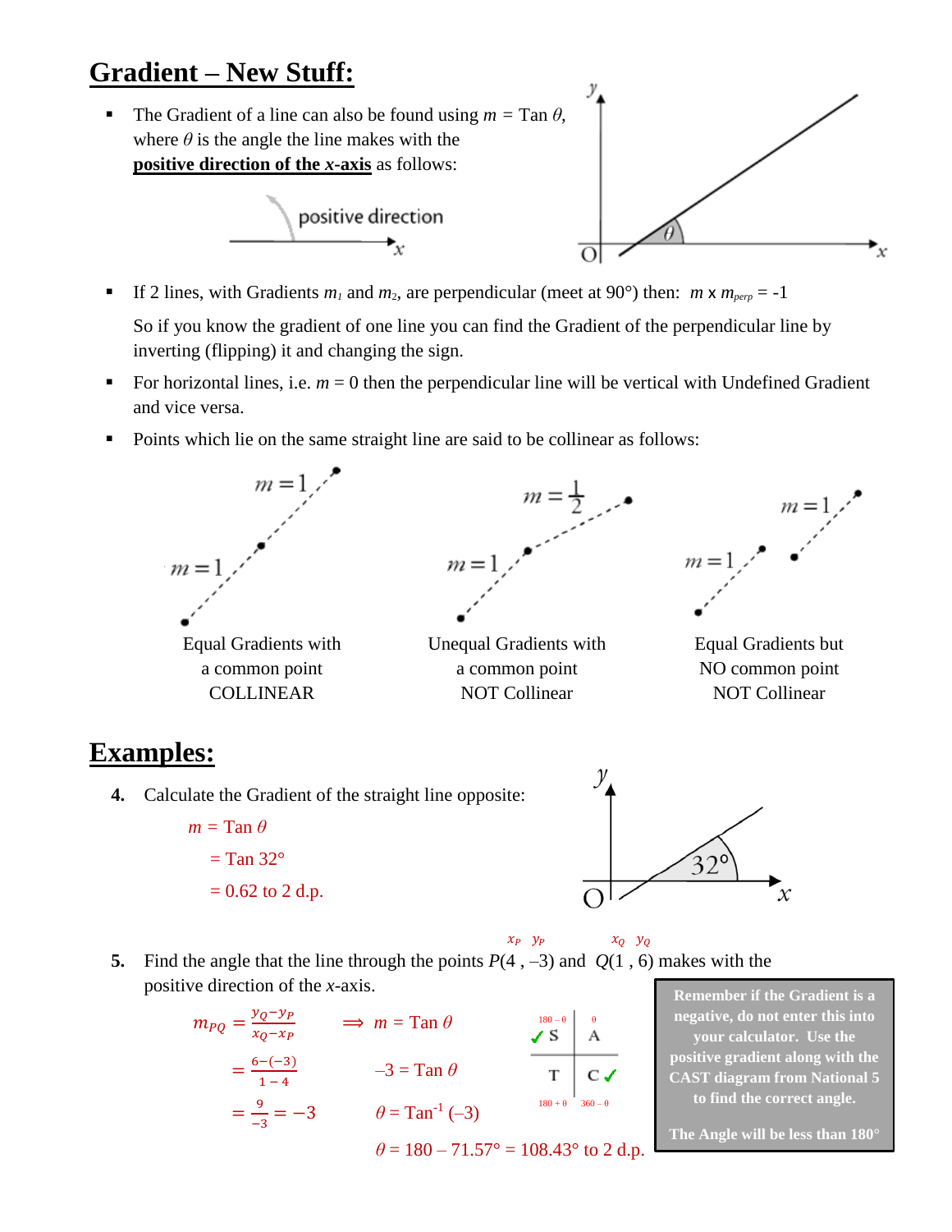## Gradient – New Stuff:

- The Gradient of a line can also be found using $m$ = Tan $\theta$, where $\theta$ is the angle the line makes with the **positive direction of the *x*-axis** as follows:

positive direction

$x$

$y$

$\theta$

O

$x$

- If 2 lines, with Gradients $m_1$ and $m_2$, are perpendicular (meet at 90°) then: $m \times m_{perp} = -1$

  So if you know the gradient of one line you can find the Gradient of the perpendicular line by inverting (flipping) it and changing the sign.

- For horizontal lines, i.e. $m$ = 0 then the perpendicular line will be vertical with Undefined Gradient and vice versa.
- Points which lie on the same straight line are said to be collinear as follows:

$m = 1$

$m = 1$

Equal Gradients with a common point COLLINEAR

$m = \frac{1}{2}$

$m = 1$

Unequal Gradients with a common point NOT Collinear

$m = 1$

$m = 1$

Equal Gradients but NO common point NOT Collinear

## Examples:

**4.** Calculate the Gradient of the straight line opposite:

$m$ = Tan $\theta$

= Tan 32°

= 0.62 to 2 d.p.

$y$

32°

O

$x$

**5.** Find the angle that the line through the points $P(4, -3)$ and $Q(1, 6)$ makes with the positive direction of the $x$-axis.

$x_P$ $y_P$ $x_Q$ $y_Q$

$$m_{PQ} = \frac{y_Q - y_P}{x_Q - x_P} \implies m = \text{Tan } \theta$$

$$= \frac{6-(-3)}{1-4} \qquad -3 = \text{Tan } \theta$$

$$= \frac{9}{-3} = -3 \qquad \theta = \text{Tan}^{-1}(-3)$$

$\theta$ = 180 – 71.57° = 108.43° to 2 d.p.

180 – θ ✓S | θ A

T | C✓

180 + θ | 360 – θ

**Remember if the Gradient is a negative, do not enter this into your calculator. Use the positive gradient along with the CAST diagram from National 5 to find the correct angle.**

**The Angle will be less than 180°**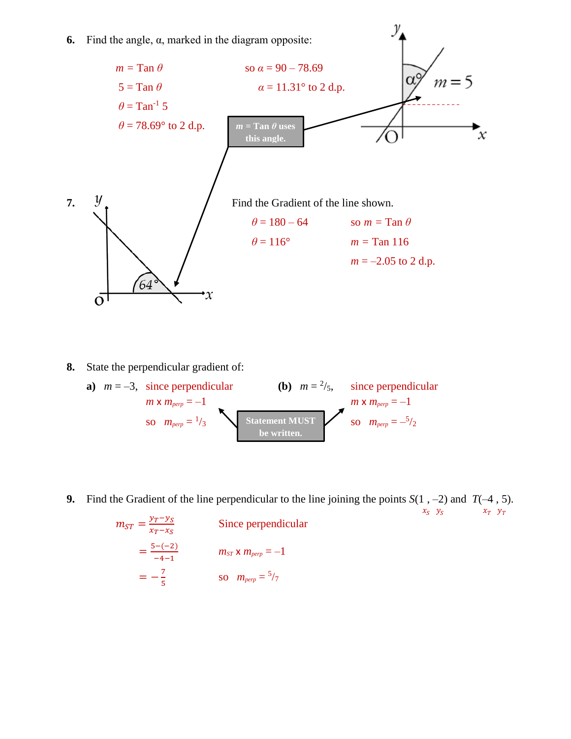**6.** Find the angle, α, marked in the diagram opposite:

$m = \text{Tan}\,\theta$

$5 = \text{Tan}\,\theta$

$\theta = \text{Tan}^{-1}\,5$

$\theta = 78.69°$ to 2 d.p.

so $\alpha = 90 - 78.69$

$\alpha = 11.31°$ to 2 d.p.

y

α°

$m = 5$

O

x

**$m$ = Tan $\theta$ uses this angle.**

**7.**

y

64°

O

x

Find the Gradient of the line shown.

$\theta = 180 - 64$

$\theta = 116°$

so $m = \text{Tan}\,\theta$

$m = \text{Tan}\,116$

$m = -2.05$ to 2 d.p.

**8.** State the perpendicular gradient of:

**a)** $m = -3$, since perpendicular

$m \times m_{perp} = -1$

so $m_{perp} = {}^{1}/_{3}$

**(b)** $m = {}^{2}/_{5}$, since perpendicular

$m \times m_{perp} = -1$

so $m_{perp} = -{}^{5}/_{2}$

**Statement MUST be written.**

**9.** Find the Gradient of the line perpendicular to the line joining the points $S(1, -2)$ and $T(-4, 5)$.

$x_S \;\; y_S \qquad x_T \;\; y_T$

$$m_{ST} = \frac{y_T - y_S}{x_T - x_S}$$

$$= \frac{5-(-2)}{-4-1}$$

$$= -\frac{7}{5}$$

Since perpendicular

$m_{ST} \times m_{perp} = -1$

so $m_{perp} = {}^{5}/_{7}$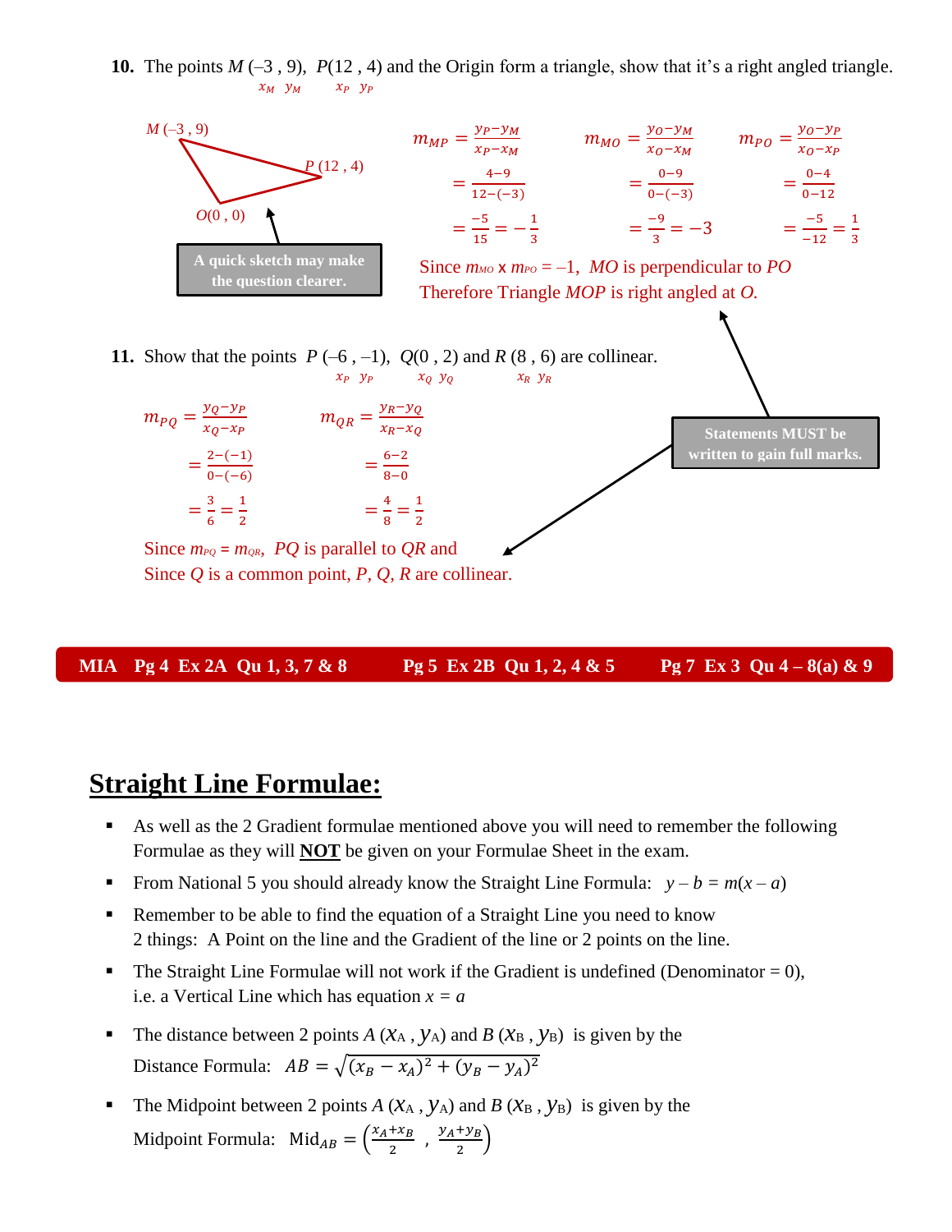**10.** The points $M(-3, 9)$, $P(12, 4)$ and the Origin form a triangle, show that it's a right angled triangle.

$x_M \;\; y_M \qquad x_P \;\; y_P$

$M(-3, 9)$

$P(12, 4)$

$O(0, 0)$

A quick sketch may make the question clearer.

$$m_{MP} = \frac{y_P - y_M}{x_P - x_M} = \frac{4-9}{12-(-3)} = \frac{-5}{15} = -\frac{1}{3}$$

$$m_{MO} = \frac{y_O - y_M}{x_O - x_M} = \frac{0-9}{0-(-3)} = \frac{-9}{3} = -3$$

$$m_{PO} = \frac{y_O - y_P}{x_O - x_P} = \frac{0-4}{0-12} = \frac{-5}{-12} = \frac{1}{3}$$

Since $m_{MO} \times m_{PO} = -1$, $MO$ is perpendicular to $PO$

Therefore Triangle $MOP$ is right angled at $O$.

**11.** Show that the points $P(-6, -1)$, $Q(0, 2)$ and $R(8, 6)$ are collinear.

$x_P \;\; y_P \qquad x_Q \;\; y_Q \qquad x_R \;\; y_R$

$$m_{PQ} = \frac{y_Q - y_P}{x_Q - x_P} = \frac{2-(-1)}{0-(-6)} = \frac{3}{6} = \frac{1}{2}$$

$$m_{QR} = \frac{y_R - y_Q}{x_R - x_Q} = \frac{6-2}{8-0} = \frac{4}{8} = \frac{1}{2}$$

Since $m_{PQ} = m_{QR}$, $PQ$ is parallel to $QR$ and

Since $Q$ is a common point, $P$, $Q$, $R$ are collinear.

Statements MUST be written to gain full marks.

**MIA Pg 4 Ex 2A Qu 1, 3, 7 & 8 Pg 5 Ex 2B Qu 1, 2, 4 & 5 Pg 7 Ex 3 Qu 4 – 8(a) & 9**

# <u>Straight Line Formulae:</u>

- As well as the 2 Gradient formulae mentioned above you will need to remember the following Formulae as they will **<u>NOT</u>** be given on your Formulae Sheet in the exam.
- From National 5 you should already know the Straight Line Formula: $y - b = m(x - a)$
- Remember to be able to find the equation of a Straight Line you need to know 2 things: A Point on the line and the Gradient of the line or 2 points on the line.
- The Straight Line Formulae will not work if the Gradient is undefined (Denominator = 0), i.e. a Vertical Line which has equation $x = a$
- The distance between 2 points $A(x_A, y_A)$ and $B(x_B, y_B)$ is given by the Distance Formula: $AB = \sqrt{(x_B - x_A)^2 + (y_B - y_A)^2}$
- The Midpoint between 2 points $A(x_A, y_A)$ and $B(x_B, y_B)$ is given by the Midpoint Formula: $\text{Mid}_{AB} = \left(\frac{x_A + x_B}{2}, \frac{y_A + y_B}{2}\right)$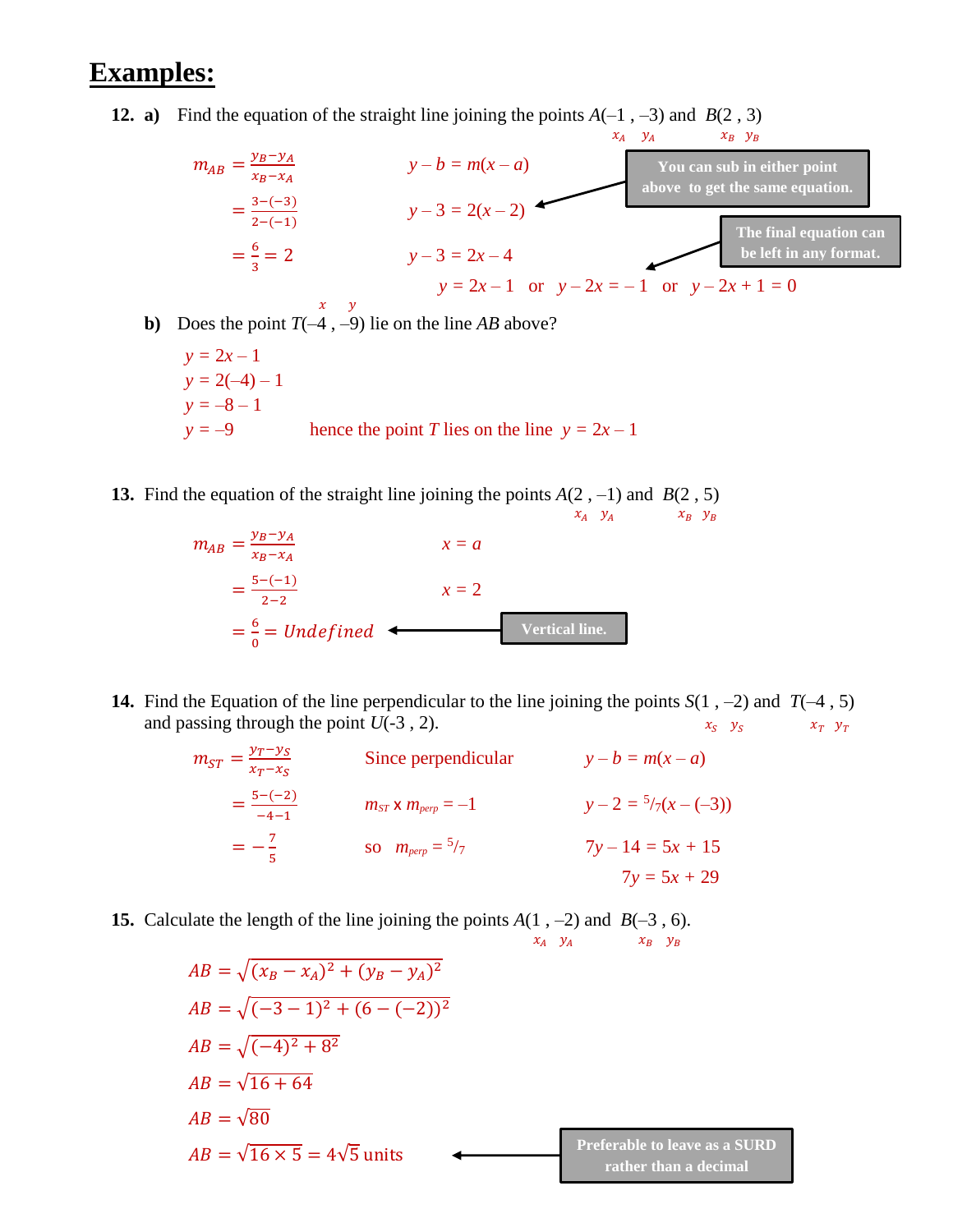# Examples:

**12. a)** Find the equation of the straight line joining the points $A(-1, -3)$ and $B(2, 3)$

$x_A \quad y_A \qquad x_B \quad y_B$

$m_{AB} = \frac{y_B - y_A}{x_B - x_A}$

$= \frac{3-(-3)}{2-(-1)}$

$= \frac{6}{3} = 2$

$y - b = m(x - a)$

$y - 3 = 2(x - 2)$

$y - 3 = 2x - 4$

$y = 2x - 1$ or $y - 2x = -1$ or $y - 2x + 1 = 0$

You can sub in either point above to get the same equation.

The final equation can be left in any format.

**b)** Does the point $T(-4, -9)$ lie on the line $AB$ above?

$x \quad y$

$y = 2x - 1$

$y = 2(-4) - 1$

$y = -8 - 1$

$y = -9$ hence the point $T$ lies on the line $y = 2x - 1$

**13.** Find the equation of the straight line joining the points $A(2, -1)$ and $B(2, 5)$

$x_A \quad y_A \qquad x_B \quad y_B$

$m_{AB} = \frac{y_B - y_A}{x_B - x_A}$

$= \frac{5-(-1)}{2-2}$

$= \frac{6}{0} = \textit{Undefined}$

$x = a$

$x = 2$

Vertical line.

**14.** Find the Equation of the line perpendicular to the line joining the points $S(1, -2)$ and $T(-4, 5)$ and passing through the point $U(-3, 2)$.

$x_S \quad y_S \qquad x_T \quad y_T$

$m_{ST} = \frac{y_T - y_S}{x_T - x_S}$

$= \frac{5-(-2)}{-4-1}$

$= -\frac{7}{5}$

Since perpendicular

$m_{ST} \times m_{perp} = -1$

so $m_{perp} = {}^5/_7$

$y - b = m(x - a)$

$y - 2 = {}^5/_7(x - (-3))$

$7y - 14 = 5x + 15$

$7y = 5x + 29$

**15.** Calculate the length of the line joining the points $A(1, -2)$ and $B(-3, 6)$.

$x_A \quad y_A \qquad x_B \quad y_B$

$AB = \sqrt{(x_B - x_A)^2 + (y_B - y_A)^2}$

$AB = \sqrt{(-3-1)^2 + (6-(-2))^2}$

$AB = \sqrt{(-4)^2 + 8^2}$

$AB = \sqrt{16 + 64}$

$AB = \sqrt{80}$

$AB = \sqrt{16 \times 5} = 4\sqrt{5}$ units

Preferable to leave as a SURD rather than a decimal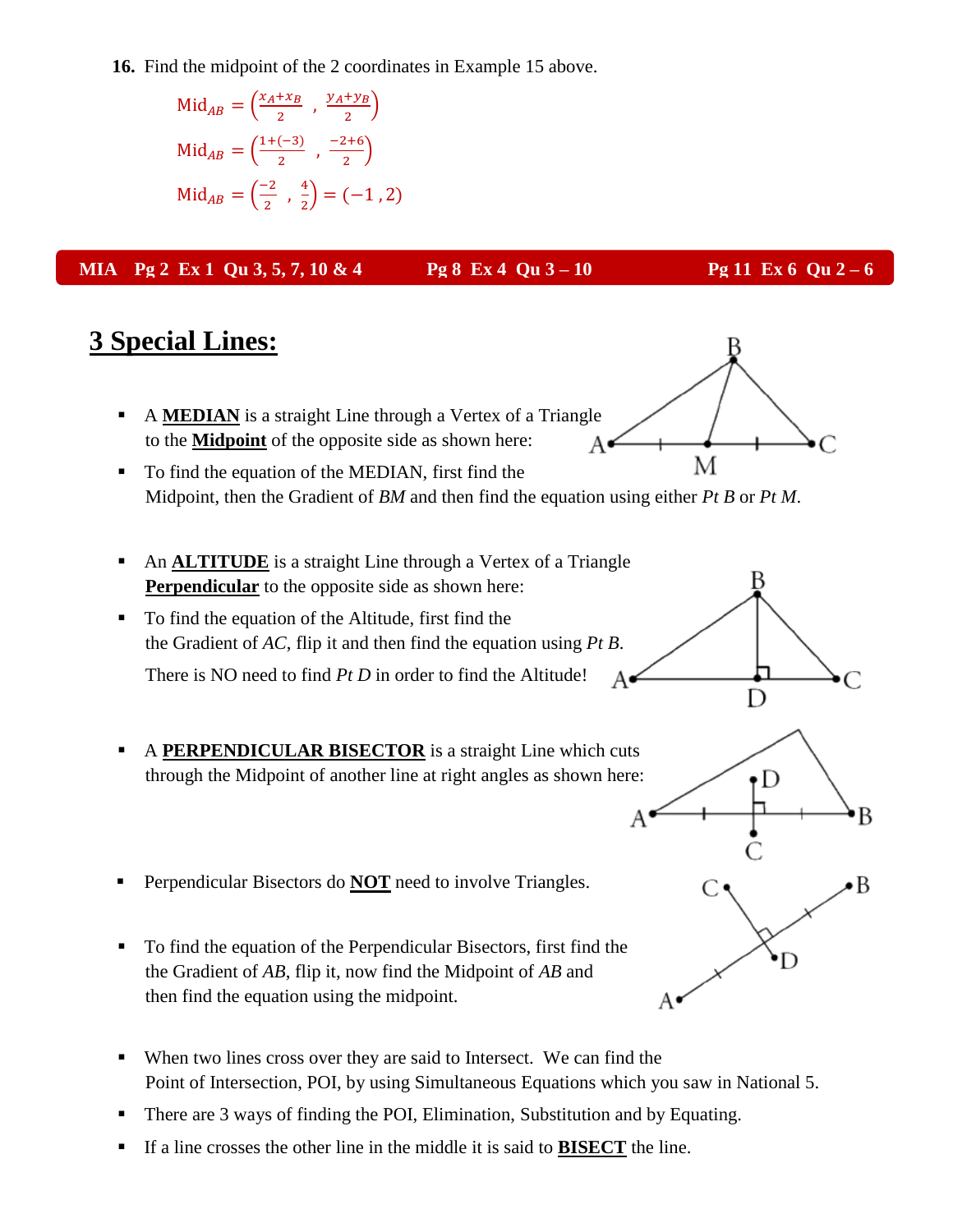**16.** Find the midpoint of the 2 coordinates in Example 15 above.

$$\text{Mid}_{AB} = \left(\frac{x_A + x_B}{2}\ ,\ \frac{y_A + y_B}{2}\right)$$

$$\text{Mid}_{AB} = \left(\frac{1+(-3)}{2}\ ,\ \frac{-2+6}{2}\right)$$

$$\text{Mid}_{AB} = \left(\frac{-2}{2}\ ,\ \frac{4}{2}\right) = (-1\ ,2)$$

**MIA Pg 2 Ex 1 Qu 3, 5, 7, 10 & 4 Pg 8 Ex 4 Qu 3 – 10 Pg 11 Ex 6 Qu 2 – 6**

## 3 Special Lines:

- A **MEDIAN** is a straight Line through a Vertex of a Triangle to the **Midpoint** of the opposite side as shown here:
- To find the equation of the MEDIAN, first find the Midpoint, then the Gradient of *BM* and then find the equation using either *Pt B* or *Pt M*.

- An **ALTITUDE** is a straight Line through a Vertex of a Triangle **Perpendicular** to the opposite side as shown here:
- To find the equation of the Altitude, first find the the Gradient of *AC*, flip it and then find the equation using *Pt B*.

  There is NO need to find *Pt D* in order to find the Altitude!

- A **PERPENDICULAR BISECTOR** is a straight Line which cuts through the Midpoint of another line at right angles as shown here:

- Perpendicular Bisectors do **NOT** need to involve Triangles.

- To find the equation of the Perpendicular Bisectors, first find the the Gradient of *AB*, flip it, now find the Midpoint of *AB* and then find the equation using the midpoint.

- When two lines cross over they are said to Intersect. We can find the Point of Intersection, POI, by using Simultaneous Equations which you saw in National 5.
- There are 3 ways of finding the POI, Elimination, Substitution and by Equating.
- If a line crosses the other line in the middle it is said to **BISECT** the line.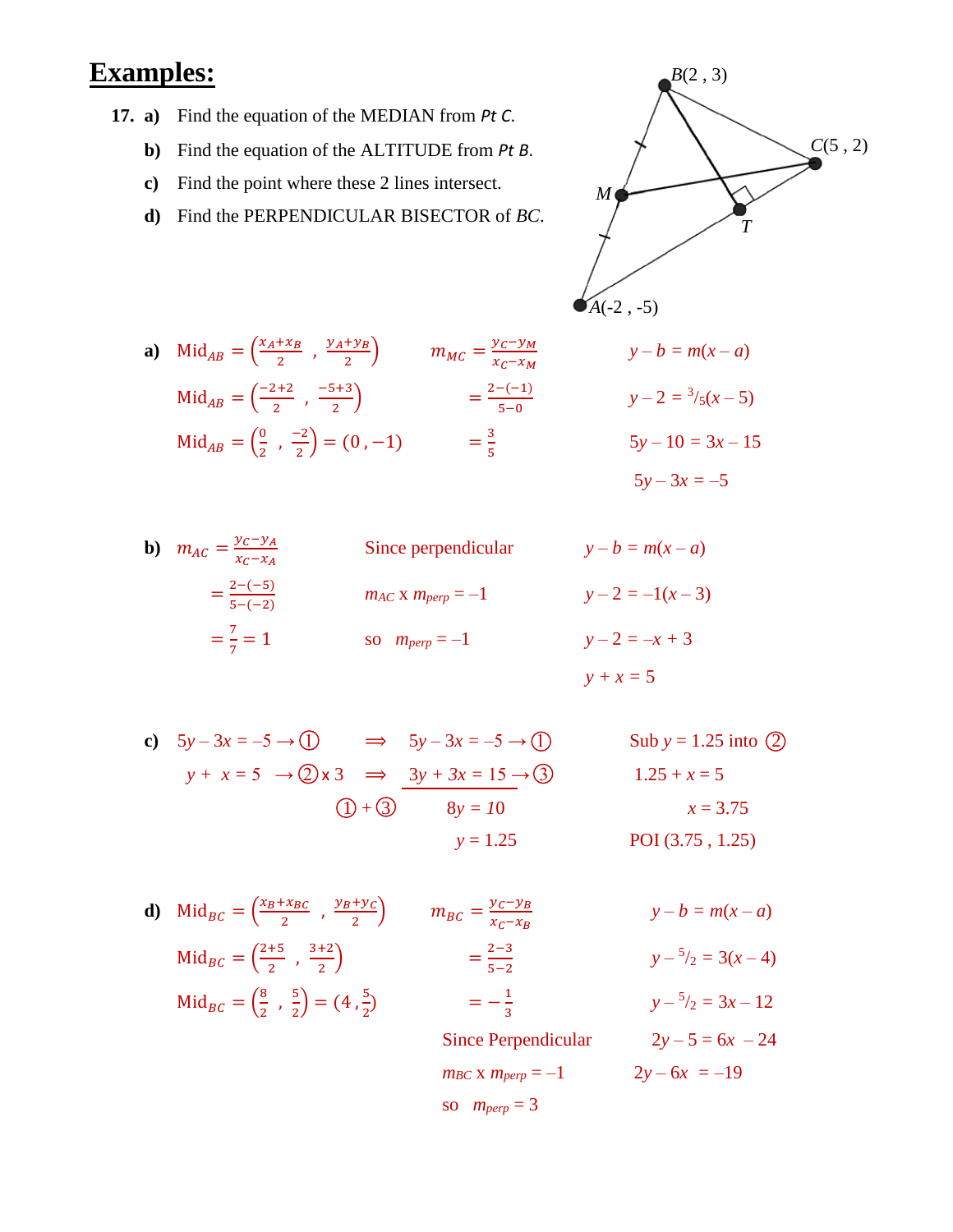# Examples:

**17. a)** Find the equation of the MEDIAN from *Pt C*.

**b)** Find the equation of the ALTITUDE from *Pt B*.

**c)** Find the point where these 2 lines intersect.

**d)** Find the PERPENDICULAR BISECTOR of *BC*.

B(2 , 3)
C(5 , 2)
M
T
A(-2 , -5)

**a)**

$\text{Mid}_{AB} = \left(\frac{x_A + x_B}{2}, \frac{y_A + y_B}{2}\right)$

$\text{Mid}_{AB} = \left(\frac{-2+2}{2}, \frac{-5+3}{2}\right)$

$\text{Mid}_{AB} = \left(\frac{0}{2}, \frac{-2}{2}\right) = (0, -1)$

$m_{MC} = \frac{y_C - y_M}{x_C - x_M}$

$= \frac{2-(-1)}{5-0}$

$= \frac{3}{5}$

$y - b = m(x - a)$

$y - 2 = {}^{3}/_{5}(x - 5)$

$5y - 10 = 3x - 15$

$5y - 3x = -5$

**b)**

$m_{AC} = \frac{y_C - y_A}{x_C - x_A}$

$= \frac{2-(-5)}{5-(-2)}$

$= \frac{7}{7} = 1$

Since perpendicular

$m_{AC} \times m_{perp} = -1$

so $m_{perp} = -1$

$y - b = m(x - a)$

$y - 2 = -1(x - 3)$

$y - 2 = -x + 3$

$y + x = 5$

**c)**

$5y - 3x = -5 \rightarrow ①$ $\Rightarrow$ $5y - 3x = -5 \rightarrow ①$

$y + x = 5 \rightarrow ② \times 3$ $\Rightarrow$ $3y + 3x = 15 \rightarrow ③$

$① + ③$ $\quad 8y = 10$

$y = 1.25$

Sub $y = 1.25$ into ②

$1.25 + x = 5$

$x = 3.75$

POI (3.75 , 1.25)

**d)**

$\text{Mid}_{BC} = \left(\frac{x_B + x_{BC}}{2}, \frac{y_B + y_C}{2}\right)$

$\text{Mid}_{BC} = \left(\frac{2+5}{2}, \frac{3+2}{2}\right)$

$\text{Mid}_{BC} = \left(\frac{8}{2}, \frac{5}{2}\right) = \left(4, \frac{5}{2}\right)$

$m_{BC} = \frac{y_C - y_B}{x_C - x_B}$

$= \frac{2-3}{5-2}$

$= -\frac{1}{3}$

Since Perpendicular

$m_{BC} \times m_{perp} = -1$

so $m_{perp} = 3$

$y - b = m(x - a)$

$y - {}^{5}/_{2} = 3(x - 4)$

$y - {}^{5}/_{2} = 3x - 12$

$2y - 5 = 6x - 24$

$2y - 6x = -19$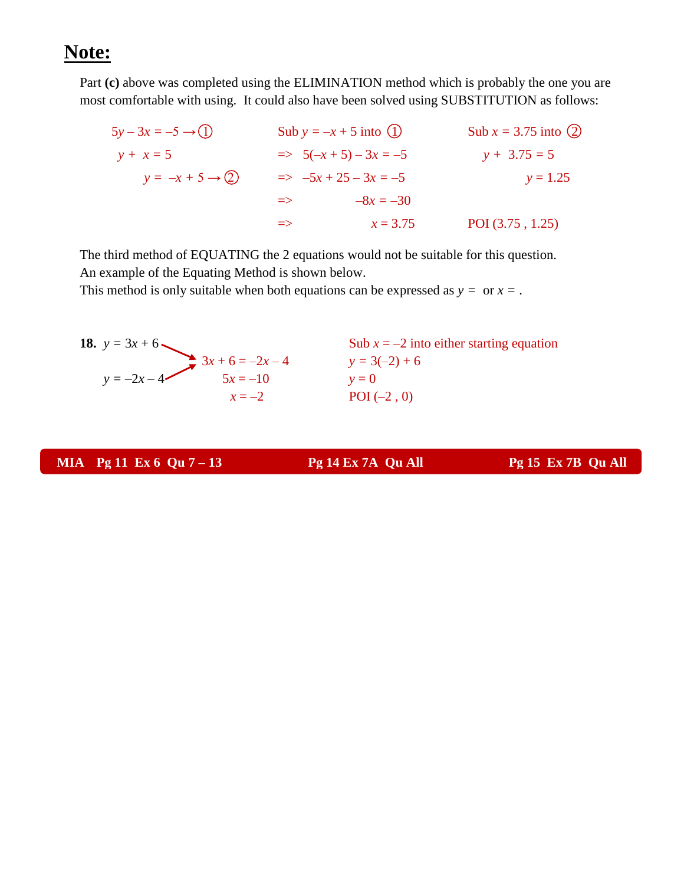## **Note:**

Part **(c)** above was completed using the ELIMINATION method which is probably the one you are most comfortable with using. It could also have been solved using SUBSTITUTION as follows:

$5y - 3x = -5 \rightarrow ①$

$y + x = 5$

$y = -x + 5 \rightarrow ②$

Sub $y = -x + 5$ into ①

$\Rightarrow 5(-x + 5) - 3x = -5$

$\Rightarrow -5x + 25 - 3x = -5$

$\Rightarrow -8x = -30$

$\Rightarrow x = 3.75$

Sub $x = 3.75$ into ②

$y + 3.75 = 5$

$y = 1.25$

POI (3.75 , 1.25)

The third method of EQUATING the 2 equations would not be suitable for this question.
An example of the Equating Method is shown below.
This method is only suitable when both equations can be expressed as $y =$ or $x =$ .

**18.** $y = 3x + 6$

$y = -2x - 4$

$3x + 6 = -2x - 4$

$5x = -10$

$x = -2$

Sub $x = -2$ into either starting equation

$y = 3(-2) + 6$

$y = 0$

POI (–2 , 0)

**MIA Pg 11 Ex 6 Qu 7 – 13** | **Pg 14 Ex 7A Qu All** | **Pg 15 Ex 7B Qu All**